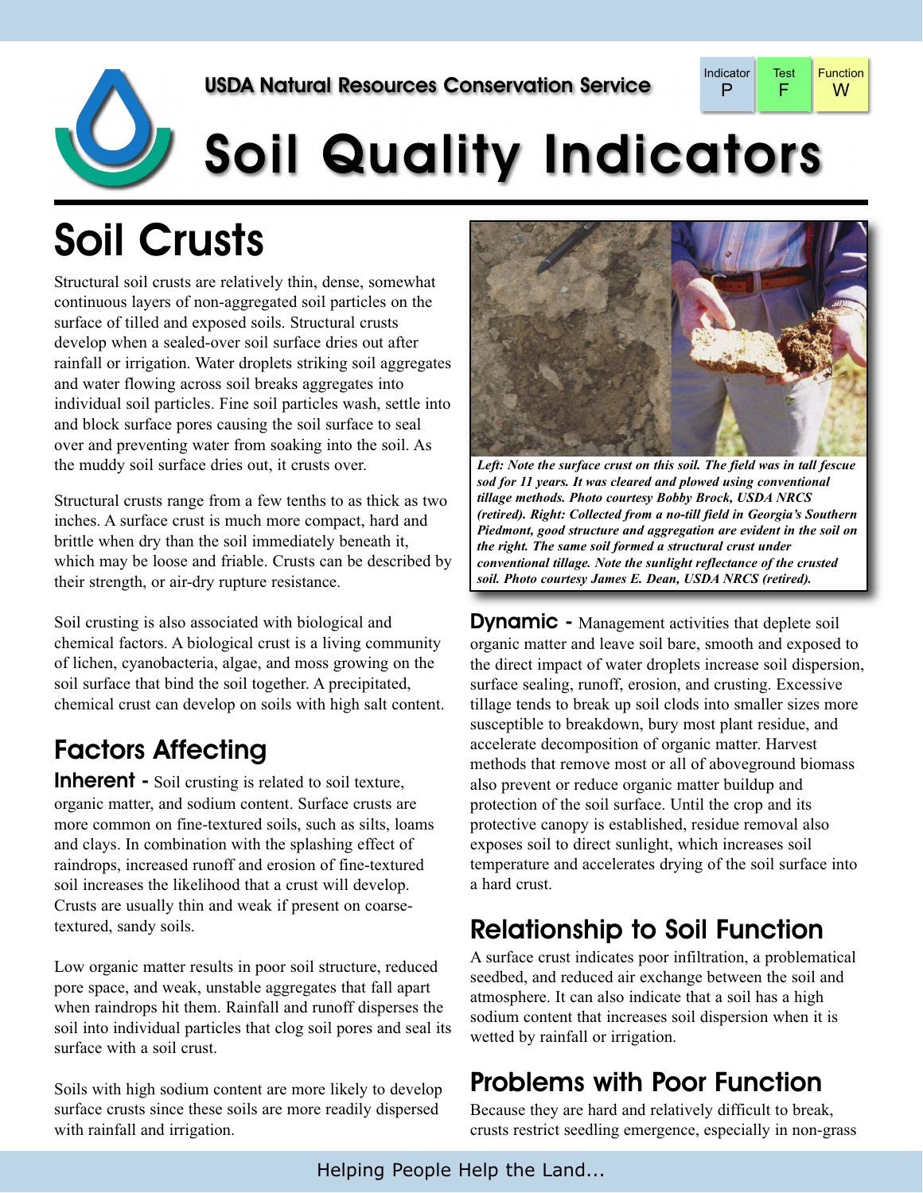USDA Natural Resources Conservation Service

| Indicator | Test | Function |
| --- | --- | --- |
| P | F | W |

# Soil Quality Indicators

## Soil Crusts

Structural soil crusts are relatively thin, dense, somewhat continuous layers of non-aggregated soil particles on the surface of tilled and exposed soils. Structural crusts develop when a sealed-over soil surface dries out after rainfall or irrigation. Water droplets striking soil aggregates and water flowing across soil breaks aggregates into individual soil particles. Fine soil particles wash, settle into and block surface pores causing the soil surface to seal over and preventing water from soaking into the soil. As the muddy soil surface dries out, it crusts over.

Structural crusts range from a few tenths to as thick as two inches. A surface crust is much more compact, hard and brittle when dry than the soil immediately beneath it, which may be loose and friable. Crusts can be described by their strength, or air-dry rupture resistance.

Soil crusting is also associated with biological and chemical factors. A biological crust is a living community of lichen, cyanobacteria, algae, and moss growing on the soil surface that bind the soil together. A precipitated, chemical crust can develop on soils with high salt content.

*Left: Note the surface crust on this soil. The field was in tall fescue sod for 11 years. It was cleared and plowed using conventional tillage methods. Photo courtesy Bobby Brock, USDA NRCS (retired). Right: Collected from a no-till field in Georgia's Southern Piedmont, good structure and aggregation are evident in the soil on the right. The same soil formed a structural crust under conventional tillage. Note the sunlight reflectance of the crusted soil. Photo courtesy James E. Dean, USDA NRCS (retired).*

## Factors Affecting

**Inherent -** Soil crusting is related to soil texture, organic matter, and sodium content. Surface crusts are more common on fine-textured soils, such as silts, loams and clays. In combination with the splashing effect of raindrops, increased runoff and erosion of fine-textured soil increases the likelihood that a crust will develop. Crusts are usually thin and weak if present on coarse-textured, sandy soils.

Low organic matter results in poor soil structure, reduced pore space, and weak, unstable aggregates that fall apart when raindrops hit them. Rainfall and runoff disperses the soil into individual particles that clog soil pores and seal its surface with a soil crust.

Soils with high sodium content are more likely to develop surface crusts since these soils are more readily dispersed with rainfall and irrigation.

**Dynamic -** Management activities that deplete soil organic matter and leave soil bare, smooth and exposed to the direct impact of water droplets increase soil dispersion, surface sealing, runoff, erosion, and crusting. Excessive tillage tends to break up soil clods into smaller sizes more susceptible to breakdown, bury most plant residue, and accelerate decomposition of organic matter. Harvest methods that remove most or all of aboveground biomass also prevent or reduce organic matter buildup and protection of the soil surface. Until the crop and its protective canopy is established, residue removal also exposes soil to direct sunlight, which increases soil temperature and accelerates drying of the soil surface into a hard crust.

## Relationship to Soil Function

A surface crust indicates poor infiltration, a problematical seedbed, and reduced air exchange between the soil and atmosphere. It can also indicate that a soil has a high sodium content that increases soil dispersion when it is wetted by rainfall or irrigation.

## Problems with Poor Function

Because they are hard and relatively difficult to break, crusts restrict seedling emergence, especially in non-grass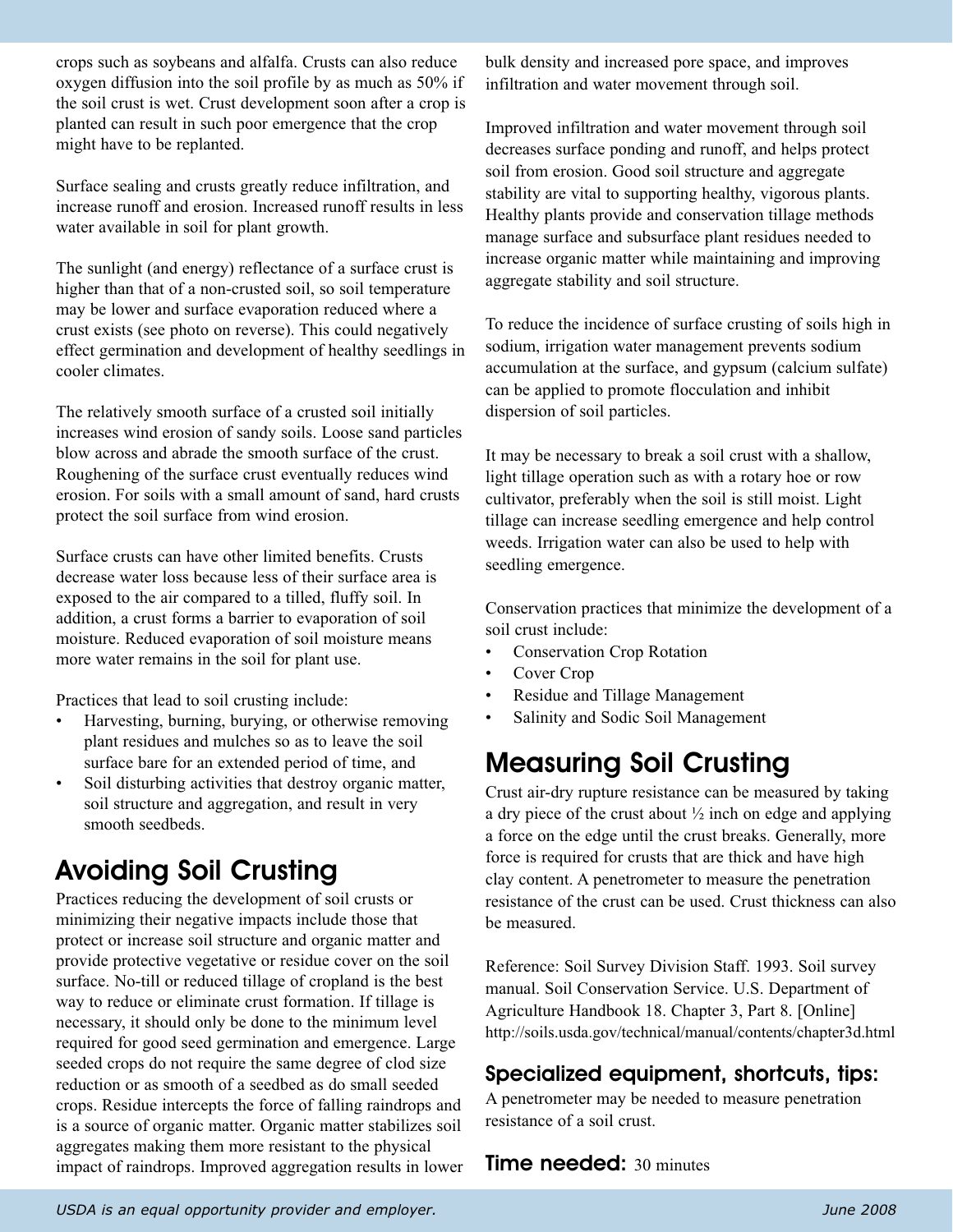crops such as soybeans and alfalfa. Crusts can also reduce oxygen diffusion into the soil profile by as much as 50% if the soil crust is wet. Crust development soon after a crop is planted can result in such poor emergence that the crop might have to be replanted.

Surface sealing and crusts greatly reduce infiltration, and increase runoff and erosion. Increased runoff results in less water available in soil for plant growth.

The sunlight (and energy) reflectance of a surface crust is higher than that of a non-crusted soil, so soil temperature may be lower and surface evaporation reduced where a crust exists (see photo on reverse). This could negatively effect germination and development of healthy seedlings in cooler climates.

The relatively smooth surface of a crusted soil initially increases wind erosion of sandy soils. Loose sand particles blow across and abrade the smooth surface of the crust. Roughening of the surface crust eventually reduces wind erosion. For soils with a small amount of sand, hard crusts protect the soil surface from wind erosion.

Surface crusts can have other limited benefits. Crusts decrease water loss because less of their surface area is exposed to the air compared to a tilled, fluffy soil. In addition, a crust forms a barrier to evaporation of soil moisture. Reduced evaporation of soil moisture means more water remains in the soil for plant use.

Practices that lead to soil crusting include:

- Harvesting, burning, burying, or otherwise removing plant residues and mulches so as to leave the soil surface bare for an extended period of time, and
- Soil disturbing activities that destroy organic matter, soil structure and aggregation, and result in very smooth seedbeds.

## Avoiding Soil Crusting

Practices reducing the development of soil crusts or minimizing their negative impacts include those that protect or increase soil structure and organic matter and provide protective vegetative or residue cover on the soil surface. No-till or reduced tillage of cropland is the best way to reduce or eliminate crust formation. If tillage is necessary, it should only be done to the minimum level required for good seed germination and emergence. Large seeded crops do not require the same degree of clod size reduction or as smooth of a seedbed as do small seeded crops. Residue intercepts the force of falling raindrops and is a source of organic matter. Organic matter stabilizes soil aggregates making them more resistant to the physical impact of raindrops. Improved aggregation results in lower bulk density and increased pore space, and improves infiltration and water movement through soil.

Improved infiltration and water movement through soil decreases surface ponding and runoff, and helps protect soil from erosion. Good soil structure and aggregate stability are vital to supporting healthy, vigorous plants. Healthy plants provide and conservation tillage methods manage surface and subsurface plant residues needed to increase organic matter while maintaining and improving aggregate stability and soil structure.

To reduce the incidence of surface crusting of soils high in sodium, irrigation water management prevents sodium accumulation at the surface, and gypsum (calcium sulfate) can be applied to promote flocculation and inhibit dispersion of soil particles.

It may be necessary to break a soil crust with a shallow, light tillage operation such as with a rotary hoe or row cultivator, preferably when the soil is still moist. Light tillage can increase seedling emergence and help control weeds. Irrigation water can also be used to help with seedling emergence.

Conservation practices that minimize the development of a soil crust include:

- Conservation Crop Rotation
- Cover Crop
- Residue and Tillage Management
- Salinity and Sodic Soil Management

## Measuring Soil Crusting

Crust air-dry rupture resistance can be measured by taking a dry piece of the crust about ½ inch on edge and applying a force on the edge until the crust breaks. Generally, more force is required for crusts that are thick and have high clay content. A penetrometer to measure the penetration resistance of the crust can be used. Crust thickness can also be measured.

Reference: Soil Survey Division Staff. 1993. Soil survey manual. Soil Conservation Service. U.S. Department of Agriculture Handbook 18. Chapter 3, Part 8. [Online] http://soils.usda.gov/technical/manual/contents/chapter3d.html

### Specialized equipment, shortcuts, tips:

A penetrometer may be needed to measure penetration resistance of a soil crust.

**Time needed:** 30 minutes

*USDA is an equal opportunity provider and employer.*

*June 2008*